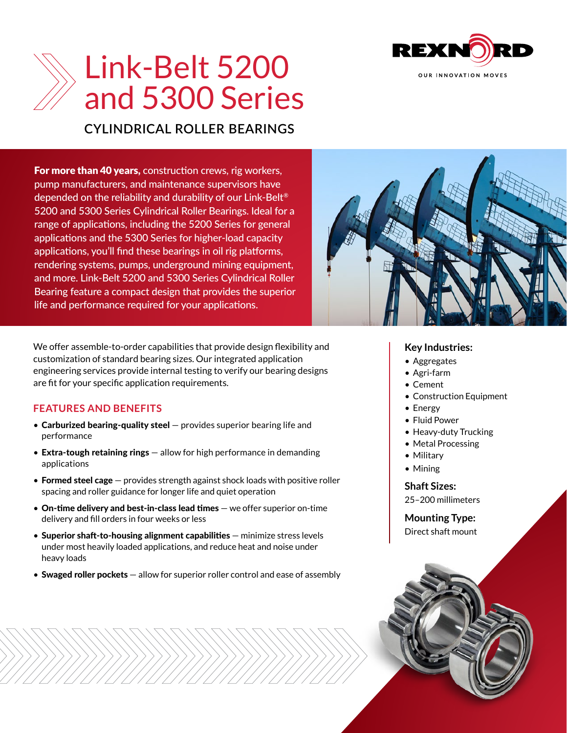# Link-Belt 5200 and 5300 Series

## CYLINDRICAL ROLLER BEARINGS

**For more than 40 years,** construction crews, rig workers, pump manufacturers, and maintenance supervisors have depended on the reliability and durability of our Link-Belt® 5200 and 5300 Series Cylindrical Roller Bearings. Ideal for a range of applications, including the 5200 Series for general applications and the 5300 Series for higher-load capacity applications, you'll find these bearings in oil rig platforms, rendering systems, pumps, underground mining equipment, and more. Link-Belt 5200 and 5300 Series Cylindrical Roller Bearing feature a compact design that provides the superior life and performance required for your applications.

We offer assemble-to-order capabilities that provide design flexibility and customization of standard bearing sizes. Our integrated application engineering services provide internal testing to verify our bearing designs are fit for your specific application requirements.

### FEATURES AND BENEFITS

- **Carburized bearing-quality steel** — provides superior bearing life and performance
- **Extra-tough retaining rings** — allow for high performance in demanding applications
- **Formed steel cage** — provides strength against shock loads with positive roller spacing and roller guidance for longer life and quiet operation
- **On-time delivery and best-in-class lead times** — we offer superior on-time delivery and fill orders in four weeks or less
- **Superior shaft-to-housing alignment capabilities** — minimize stress levels under most heavily loaded applications, and reduce heat and noise under heavy loads
- **Swaged roller pockets** — allow for superior roller control and ease of assembly

### Key Industries:

- Aggregates
- Agri-farm
- Cement
- Construction Equipment
- Energy
- Fluid Power
- Heavy-duty Trucking
- Metal Processing
- Military
- Mining

### Shaft Sizes:

25–200 millimeters

### Mounting Type:

Direct shaft mount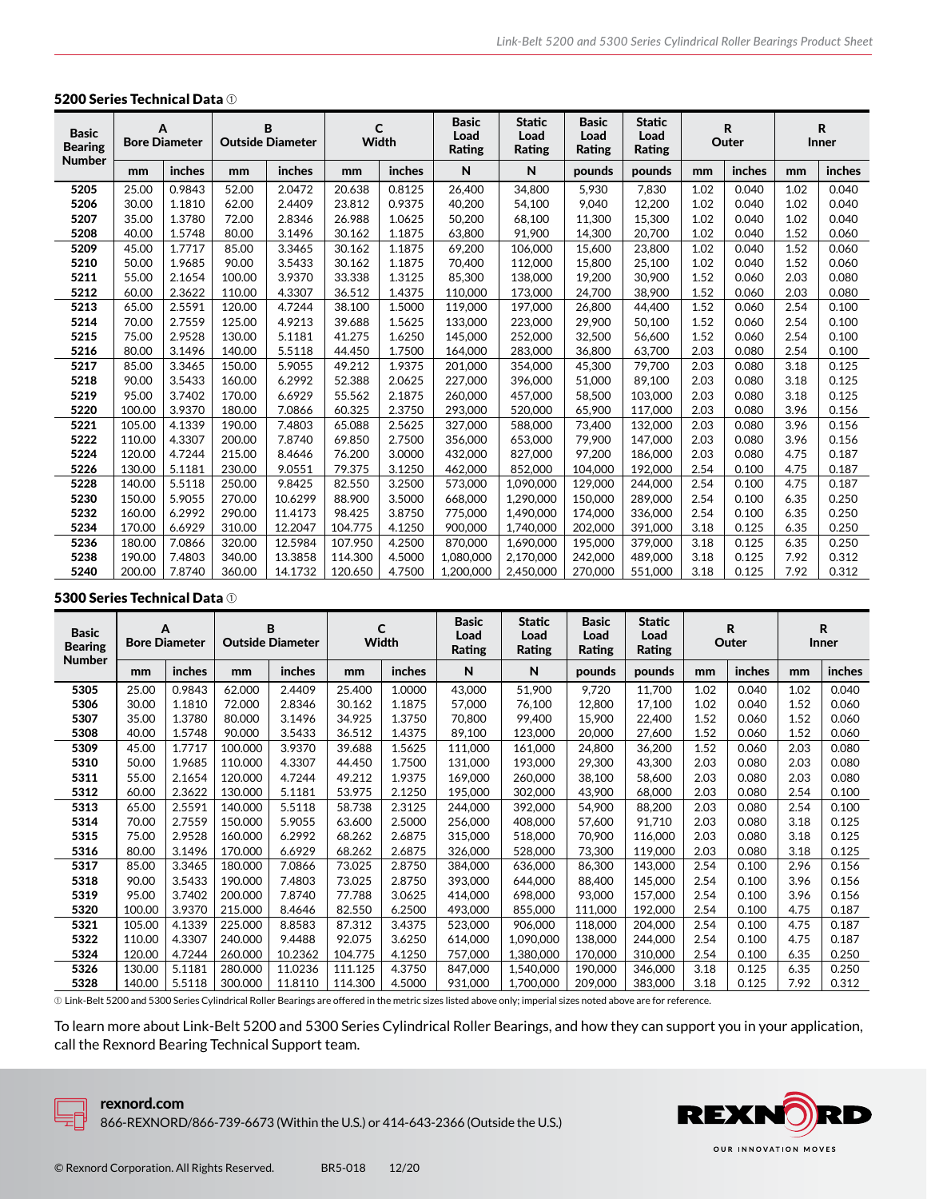## 5200 Series Technical Data ①

| Basic Bearing Number | A Bore Diameter | | B Outside Diameter | | C Width | | Basic Load Rating | Static Load Rating | Basic Load Rating | Static Load Rating | R Outer | | R Inner | |
|---|---|---|---|---|---|---|---|---|---|---|---|---|---|---|
| | mm | inches | mm | inches | mm | inches | N | N | pounds | pounds | mm | inches | mm | inches |
| 5205 | 25.00 | 0.9843 | 52.00 | 2.0472 | 20.638 | 0.8125 | 26,400 | 34,800 | 5,930 | 7,830 | 1.02 | 0.040 | 1.02 | 0.040 |
| 5206 | 30.00 | 1.1810 | 62.00 | 2.4409 | 23.812 | 0.9375 | 40,200 | 54,100 | 9,040 | 12,200 | 1.02 | 0.040 | 1.02 | 0.040 |
| 5207 | 35.00 | 1.3780 | 72.00 | 2.8346 | 26.988 | 1.0625 | 50,200 | 68,100 | 11,300 | 15,300 | 1.02 | 0.040 | 1.02 | 0.040 |
| 5208 | 40.00 | 1.5748 | 80.00 | 3.1496 | 30.162 | 1.1875 | 63,800 | 91,900 | 14,300 | 20,700 | 1.02 | 0.040 | 1.52 | 0.060 |
| 5209 | 45.00 | 1.7717 | 85.00 | 3.3465 | 30.162 | 1.1875 | 69,200 | 106,000 | 15,600 | 23,800 | 1.02 | 0.040 | 1.52 | 0.060 |
| 5210 | 50.00 | 1.9685 | 90.00 | 3.5433 | 30.162 | 1.1875 | 70,400 | 112,000 | 15,800 | 25,100 | 1.02 | 0.040 | 1.52 | 0.060 |
| 5211 | 55.00 | 2.1654 | 100.00 | 3.9370 | 33.338 | 1.3125 | 85,300 | 138,000 | 19,200 | 30,900 | 1.52 | 0.060 | 2.03 | 0.080 |
| 5212 | 60.00 | 2.3622 | 110.00 | 4.3307 | 36.512 | 1.4375 | 110,000 | 173,000 | 24,700 | 38,900 | 1.52 | 0.060 | 2.03 | 0.080 |
| 5213 | 65.00 | 2.5591 | 120.00 | 4.7244 | 38.100 | 1.5000 | 119,000 | 197,000 | 26,800 | 44,400 | 1.52 | 0.060 | 2.54 | 0.100 |
| 5214 | 70.00 | 2.7559 | 125.00 | 4.9213 | 39.688 | 1.5625 | 133,000 | 223,000 | 29,900 | 50,100 | 1.52 | 0.060 | 2.54 | 0.100 |
| 5215 | 75.00 | 2.9528 | 130.00 | 5.1181 | 41.275 | 1.6250 | 145,000 | 252,000 | 32,500 | 56,600 | 1.52 | 0.060 | 2.54 | 0.100 |
| 5216 | 80.00 | 3.1496 | 140.00 | 5.5118 | 44.450 | 1.7500 | 164,000 | 283,000 | 36,800 | 63,700 | 2.03 | 0.080 | 2.54 | 0.100 |
| 5217 | 85.00 | 3.3465 | 150.00 | 5.9055 | 49.212 | 1.9375 | 201,000 | 354,000 | 45,300 | 79,700 | 2.03 | 0.080 | 3.18 | 0.125 |
| 5218 | 90.00 | 3.5433 | 160.00 | 6.2992 | 52.388 | 2.0625 | 227,000 | 396,000 | 51,000 | 89,100 | 2.03 | 0.080 | 3.18 | 0.125 |
| 5219 | 95.00 | 3.7402 | 170.00 | 6.6929 | 55.562 | 2.1875 | 260,000 | 457,000 | 58,500 | 103,000 | 2.03 | 0.080 | 3.18 | 0.125 |
| 5220 | 100.00 | 3.9370 | 180.00 | 7.0866 | 60.325 | 2.3750 | 293,000 | 520,000 | 65,900 | 117,000 | 2.03 | 0.080 | 3.96 | 0.156 |
| 5221 | 105.00 | 4.1339 | 190.00 | 7.4803 | 65.088 | 2.5625 | 327,000 | 588,000 | 73,400 | 132,000 | 2.03 | 0.080 | 3.96 | 0.156 |
| 5222 | 110.00 | 4.3307 | 200.00 | 7.8740 | 69.850 | 2.7500 | 356,000 | 653,000 | 79,900 | 147,000 | 2.03 | 0.080 | 3.96 | 0.156 |
| 5224 | 120.00 | 4.7244 | 215.00 | 8.4646 | 76.200 | 3.0000 | 432,000 | 827,000 | 97,200 | 186,000 | 2.03 | 0.080 | 4.75 | 0.187 |
| 5226 | 130.00 | 5.1181 | 230.00 | 9.0551 | 79.375 | 3.1250 | 462,000 | 852,000 | 104,000 | 192,000 | 2.54 | 0.100 | 4.75 | 0.187 |
| 5228 | 140.00 | 5.5118 | 250.00 | 9.8425 | 82.550 | 3.2500 | 573,000 | 1,090,000 | 129,000 | 244,000 | 2.54 | 0.100 | 4.75 | 0.187 |
| 5230 | 150.00 | 5.9055 | 270.00 | 10.6299 | 88.900 | 3.5000 | 668,000 | 1,290,000 | 150,000 | 289,000 | 2.54 | 0.100 | 6.35 | 0.250 |
| 5232 | 160.00 | 6.2992 | 290.00 | 11.4173 | 98.425 | 3.8750 | 775,000 | 1,490,000 | 174,000 | 336,000 | 2.54 | 0.100 | 6.35 | 0.250 |
| 5234 | 170.00 | 6.6929 | 310.00 | 12.2047 | 104.775 | 4.1250 | 900,000 | 1,740,000 | 202,000 | 391,000 | 3.18 | 0.125 | 6.35 | 0.250 |
| 5236 | 180.00 | 7.0866 | 320.00 | 12.5984 | 107.950 | 4.2500 | 870,000 | 1,690,000 | 195,000 | 379,000 | 3.18 | 0.125 | 6.35 | 0.250 |
| 5238 | 190.00 | 7.4803 | 340.00 | 13.3858 | 114.300 | 4.5000 | 1,080,000 | 2,170,000 | 242,000 | 489,000 | 3.18 | 0.125 | 7.92 | 0.312 |
| 5240 | 200.00 | 7.8740 | 360.00 | 14.1732 | 120.650 | 4.7500 | 1,200,000 | 2,450,000 | 270,000 | 551,000 | 3.18 | 0.125 | 7.92 | 0.312 |

## 5300 Series Technical Data ①

| Basic Bearing Number | A Bore Diameter | | B Outside Diameter | | C Width | | Basic Load Rating | Static Load Rating | Basic Load Rating | Static Load Rating | R Outer | | R Inner | |
|---|---|---|---|---|---|---|---|---|---|---|---|---|---|---|
| | mm | inches | mm | inches | mm | inches | N | N | pounds | pounds | mm | inches | mm | inches |
| 5305 | 25.00 | 0.9843 | 62.000 | 2.4409 | 25.400 | 1.0000 | 43,000 | 51,900 | 9,720 | 11,700 | 1.02 | 0.040 | 1.02 | 0.040 |
| 5306 | 30.00 | 1.1810 | 72.000 | 2.8346 | 30.162 | 1.1875 | 57,000 | 76,100 | 12,800 | 17,100 | 1.02 | 0.040 | 1.52 | 0.060 |
| 5307 | 35.00 | 1.3780 | 80.000 | 3.1496 | 34.925 | 1.3750 | 70,800 | 99,400 | 15,900 | 22,400 | 1.52 | 0.060 | 1.52 | 0.060 |
| 5308 | 40.00 | 1.5748 | 90.000 | 3.5433 | 36.512 | 1.4375 | 89,100 | 123,000 | 20,000 | 27,600 | 1.52 | 0.060 | 1.52 | 0.060 |
| 5309 | 45.00 | 1.7717 | 100.000 | 3.9370 | 39.688 | 1.5625 | 111,000 | 161,000 | 24,800 | 36,200 | 1.52 | 0.060 | 2.03 | 0.080 |
| 5310 | 50.00 | 1.9685 | 110.000 | 4.3307 | 44.450 | 1.7500 | 131,000 | 193,000 | 29,300 | 43,300 | 2.03 | 0.080 | 2.03 | 0.080 |
| 5311 | 55.00 | 2.1654 | 120.000 | 4.7244 | 49.212 | 1.9375 | 169,000 | 260,000 | 38,100 | 58,600 | 2.03 | 0.080 | 2.03 | 0.080 |
| 5312 | 60.00 | 2.3622 | 130.000 | 5.1181 | 53.975 | 2.1250 | 195,000 | 302,000 | 43,900 | 68,000 | 2.03 | 0.080 | 2.54 | 0.100 |
| 5313 | 65.00 | 2.5591 | 140.000 | 5.5118 | 58.738 | 2.3125 | 244,000 | 392,000 | 54,900 | 88,200 | 2.03 | 0.080 | 2.54 | 0.100 |
| 5314 | 70.00 | 2.7559 | 150.000 | 5.9055 | 63.600 | 2.5000 | 256,000 | 408,000 | 57,600 | 91,710 | 2.03 | 0.080 | 3.18 | 0.125 |
| 5315 | 75.00 | 2.9528 | 160.000 | 6.2992 | 68.262 | 2.6875 | 315,000 | 518,000 | 70,900 | 116,000 | 2.03 | 0.080 | 3.18 | 0.125 |
| 5316 | 80.00 | 3.1496 | 170.000 | 6.6929 | 68.262 | 2.6875 | 326,000 | 528,000 | 73,300 | 119,000 | 2.03 | 0.080 | 3.18 | 0.125 |
| 5317 | 85.00 | 3.3465 | 180.000 | 7.0866 | 73.025 | 2.8750 | 384,000 | 636,000 | 86,300 | 143,000 | 2.54 | 0.100 | 2.96 | 0.156 |
| 5318 | 90.00 | 3.5433 | 190.000 | 7.4803 | 73.025 | 2.8750 | 393,000 | 644,000 | 88,400 | 145,000 | 2.54 | 0.100 | 3.96 | 0.156 |
| 5319 | 95.00 | 3.7402 | 200.000 | 7.8740 | 77.788 | 3.0625 | 414,000 | 698,000 | 93,000 | 157,000 | 2.54 | 0.100 | 3.96 | 0.156 |
| 5320 | 100.00 | 3.9370 | 215.000 | 8.4646 | 82.550 | 6.2500 | 493,000 | 855,000 | 111,000 | 192,000 | 2.54 | 0.100 | 4.75 | 0.187 |
| 5321 | 105.00 | 4.1339 | 225.000 | 8.8583 | 87.312 | 3.4375 | 523,000 | 906,000 | 118,000 | 204,000 | 2.54 | 0.100 | 4.75 | 0.187 |
| 5322 | 110.00 | 4.3307 | 240.000 | 9.4488 | 92.075 | 3.6250 | 614,000 | 1,090,000 | 138,000 | 244,000 | 2.54 | 0.100 | 4.75 | 0.187 |
| 5324 | 120.00 | 4.7244 | 260.000 | 10.2362 | 104.775 | 4.1250 | 757,000 | 1,380,000 | 170,000 | 310,000 | 2.54 | 0.100 | 6.35 | 0.250 |
| 5326 | 130.00 | 5.1181 | 280.000 | 11.0236 | 111.125 | 4.3750 | 847,000 | 1,540,000 | 190,000 | 346,000 | 3.18 | 0.125 | 6.35 | 0.250 |
| 5328 | 140.00 | 5.5118 | 300.000 | 11.8110 | 114.300 | 4.5000 | 931,000 | 1,700,000 | 209,000 | 383,000 | 3.18 | 0.125 | 7.92 | 0.312 |

① Link-Belt 5200 and 5300 Series Cylindrical Roller Bearings are offered in the metric sizes listed above only; imperial sizes noted above are for reference.

To learn more about Link-Belt 5200 and 5300 Series Cylindrical Roller Bearings, and how they can support you in your application, call the Rexnord Bearing Technical Support team.

**rexnord.com**

866-REXNORD/866-739-6673 (Within the U.S.) or 414-643-2366 (Outside the U.S.)

REXNORD

OUR INNOVATION MOVES

© Rexnord Corporation. All Rights Reserved. BR5-018 12/20